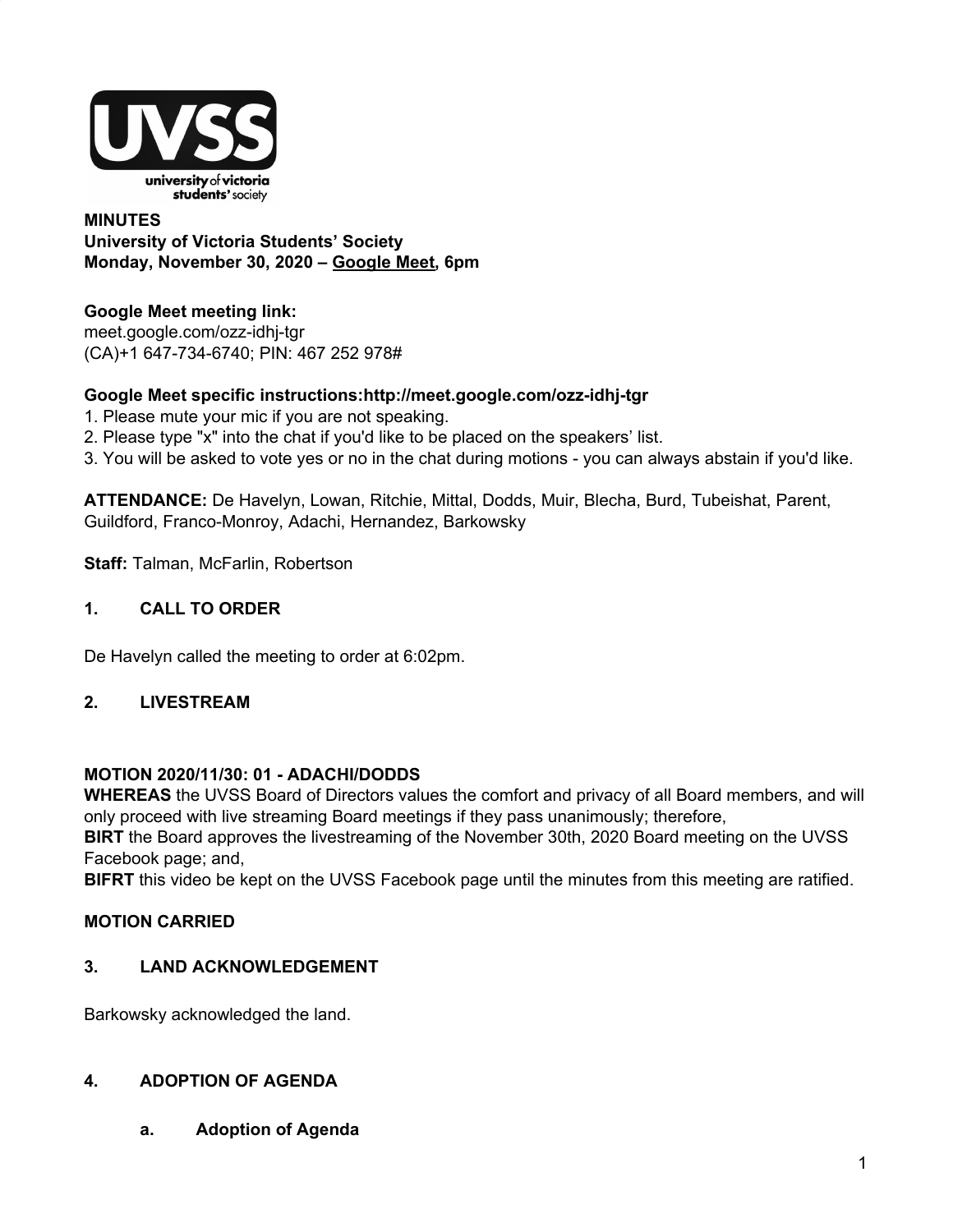**MINUTES**
**University of Victoria Students' Society**
**Monday, November 30, 2020 – Google Meet, 6pm**

**Google Meet meeting link:**
meet.google.com/ozz-idhj-tgr
(CA)+1 647-734-6740; PIN: 467 252 978#

**Google Meet specific instructions:http://meet.google.com/ozz-idhj-tgr**
1. Please mute your mic if you are not speaking.
2. Please type "x" into the chat if you'd like to be placed on the speakers' list.
3. You will be asked to vote yes or no in the chat during motions - you can always abstain if you'd like.

**ATTENDANCE:** De Havelyn, Lowan, Ritchie, Mittal, Dodds, Muir, Blecha, Burd, Tubeishat, Parent, Guildford, Franco-Monroy, Adachi, Hernandez, Barkowsky

**Staff:** Talman, McFarlin, Robertson

## 1. CALL TO ORDER

De Havelyn called the meeting to order at 6:02pm.

## 2. LIVESTREAM

**MOTION 2020/11/30: 01 - ADACHI/DODDS**
**WHEREAS** the UVSS Board of Directors values the comfort and privacy of all Board members, and will only proceed with live streaming Board meetings if they pass unanimously; therefore,
**BIRT** the Board approves the livestreaming of the November 30th, 2020 Board meeting on the UVSS Facebook page; and,
**BIFRT** this video be kept on the UVSS Facebook page until the minutes from this meeting are ratified.

**MOTION CARRIED**

## 3. LAND ACKNOWLEDGEMENT

Barkowsky acknowledged the land.

## 4. ADOPTION OF AGENDA

### a. Adoption of Agenda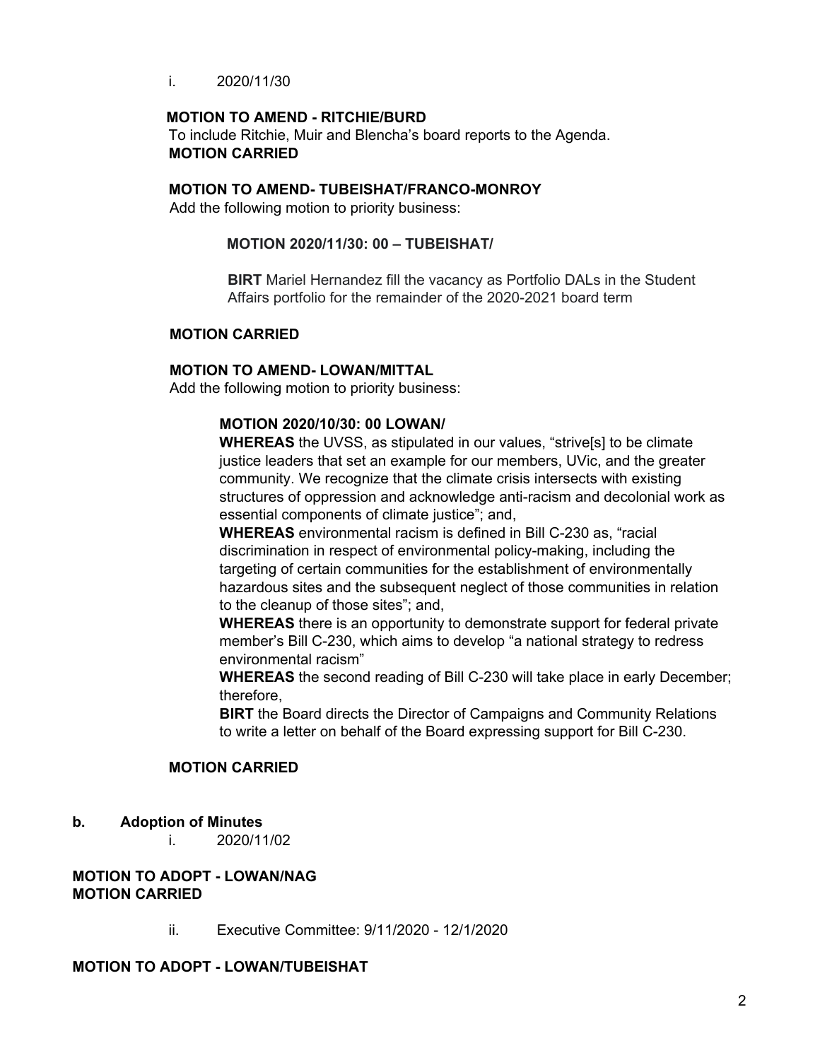i. 2020/11/30

**MOTION TO AMEND - RITCHIE/BURD**
To include Ritchie, Muir and Blencha's board reports to the Agenda.
**MOTION CARRIED**

**MOTION TO AMEND- TUBEISHAT/FRANCO-MONROY**
Add the following motion to priority business:

> **MOTION 2020/11/30: 00 – TUBEISHAT/**
>
> **BIRT** Mariel Hernandez fill the vacancy as Portfolio DALs in the Student Affairs portfolio for the remainder of the 2020-2021 board term

**MOTION CARRIED**

**MOTION TO AMEND- LOWAN/MITTAL**
Add the following motion to priority business:

> **MOTION 2020/10/30: 00 LOWAN/**
> **WHEREAS** the UVSS, as stipulated in our values, "strive[s] to be climate justice leaders that set an example for our members, UVic, and the greater community. We recognize that the climate crisis intersects with existing structures of oppression and acknowledge anti-racism and decolonial work as essential components of climate justice"; and,
> **WHEREAS** environmental racism is defined in Bill C-230 as, "racial discrimination in respect of environmental policy-making, including the targeting of certain communities for the establishment of environmentally hazardous sites and the subsequent neglect of those communities in relation to the cleanup of those sites"; and,
> **WHEREAS** there is an opportunity to demonstrate support for federal private member's Bill C-230, which aims to develop "a national strategy to redress environmental racism"
> **WHEREAS** the second reading of Bill C-230 will take place in early December; therefore,
> **BIRT** the Board directs the Director of Campaigns and Community Relations to write a letter on behalf of the Board expressing support for Bill C-230.

**MOTION CARRIED**

**b. Adoption of Minutes**

i. 2020/11/02

**MOTION TO ADOPT - LOWAN/NAG**
**MOTION CARRIED**

ii. Executive Committee: 9/11/2020 - 12/1/2020

**MOTION TO ADOPT - LOWAN/TUBEISHAT**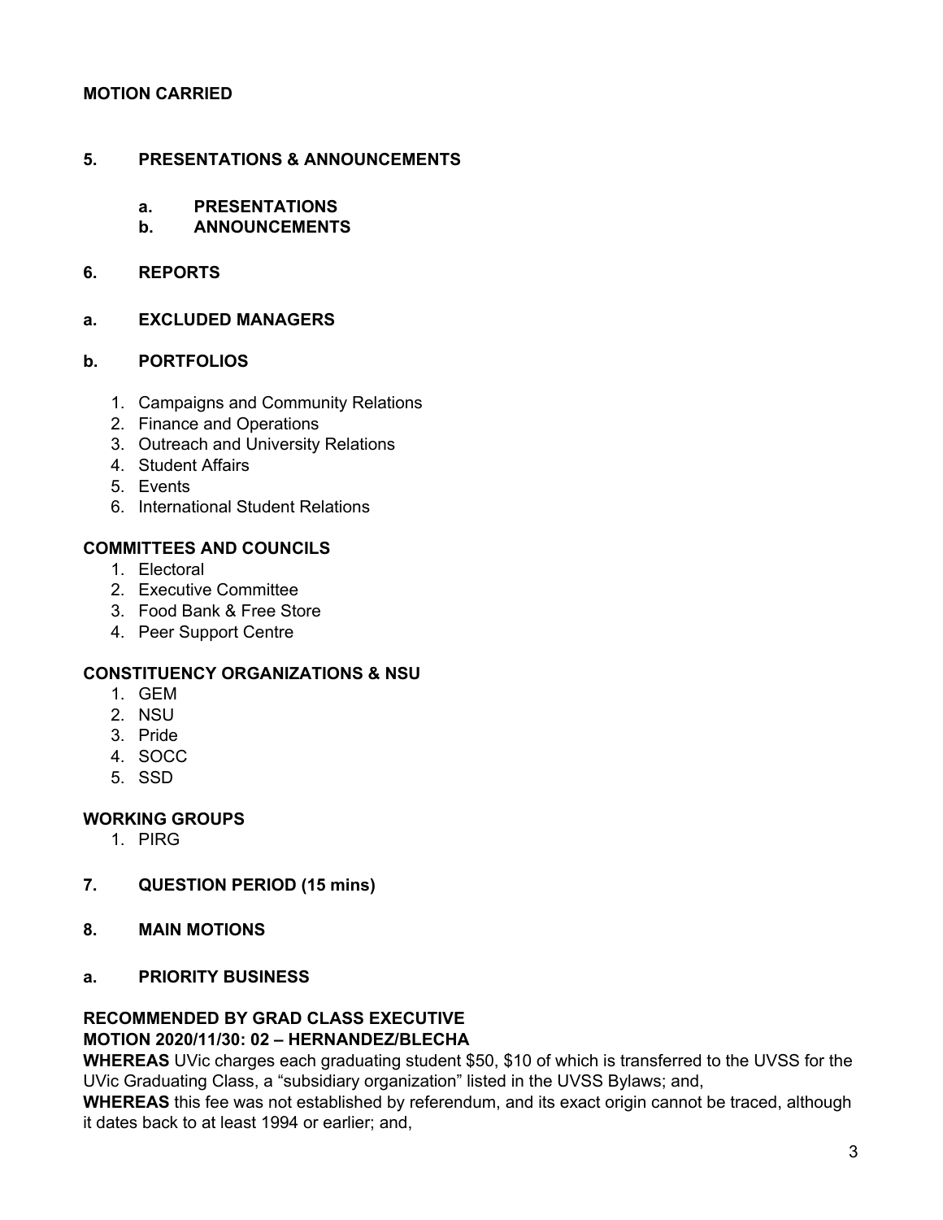**MOTION CARRIED**

## 5. PRESENTATIONS & ANNOUNCEMENTS

### a. PRESENTATIONS
### b. ANNOUNCEMENTS

## 6. REPORTS

### a. EXCLUDED MANAGERS

### b. PORTFOLIOS

1. Campaigns and Community Relations
2. Finance and Operations
3. Outreach and University Relations
4. Student Affairs
5. Events
6. International Student Relations

**COMMITTEES AND COUNCILS**

1. Electoral
2. Executive Committee
3. Food Bank & Free Store
4. Peer Support Centre

**CONSTITUENCY ORGANIZATIONS & NSU**

1. GEM
2. NSU
3. Pride
4. SOCC
5. SSD

**WORKING GROUPS**

1. PIRG

## 7. QUESTION PERIOD (15 mins)

## 8. MAIN MOTIONS

### a. PRIORITY BUSINESS

**RECOMMENDED BY GRAD CLASS EXECUTIVE**
**MOTION 2020/11/30: 02 – HERNANDEZ/BLECHA**

**WHEREAS** UVic charges each graduating student $50, $10 of which is transferred to the UVSS for the UVic Graduating Class, a "subsidiary organization" listed in the UVSS Bylaws; and,

**WHEREAS** this fee was not established by referendum, and its exact origin cannot be traced, although it dates back to at least 1994 or earlier; and,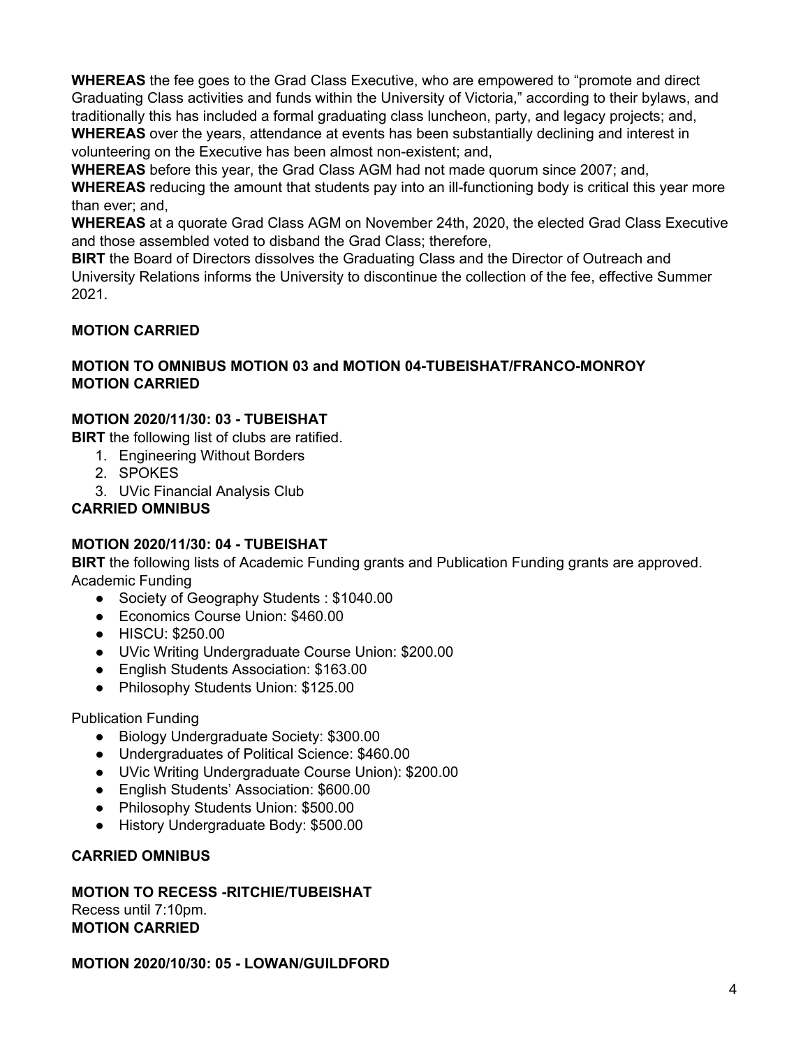**WHEREAS** the fee goes to the Grad Class Executive, who are empowered to "promote and direct Graduating Class activities and funds within the University of Victoria," according to their bylaws, and traditionally this has included a formal graduating class luncheon, party, and legacy projects; and,
**WHEREAS** over the years, attendance at events has been substantially declining and interest in volunteering on the Executive has been almost non-existent; and,
**WHEREAS** before this year, the Grad Class AGM had not made quorum since 2007; and,
**WHEREAS** reducing the amount that students pay into an ill-functioning body is critical this year more than ever; and,
**WHEREAS** at a quorate Grad Class AGM on November 24th, 2020, the elected Grad Class Executive and those assembled voted to disband the Grad Class; therefore,
**BIRT** the Board of Directors dissolves the Graduating Class and the Director of Outreach and University Relations informs the University to discontinue the collection of the fee, effective Summer 2021.

**MOTION CARRIED**

**MOTION TO OMNIBUS MOTION 03 and MOTION 04-TUBEISHAT/FRANCO-MONROY**
**MOTION CARRIED**

**MOTION 2020/11/30: 03 - TUBEISHAT**
**BIRT** the following list of clubs are ratified.

1. Engineering Without Borders
2. SPOKES
3. UVic Financial Analysis Club

**CARRIED OMNIBUS**

**MOTION 2020/11/30: 04 - TUBEISHAT**
**BIRT** the following lists of Academic Funding grants and Publication Funding grants are approved.
Academic Funding

- Society of Geography Students : $1040.00
- Economics Course Union: $460.00
- HISCU: $250.00
- UVic Writing Undergraduate Course Union: $200.00
- English Students Association: $163.00
- Philosophy Students Union: $125.00

Publication Funding

- Biology Undergraduate Society: $300.00
- Undergraduates of Political Science: $460.00
- UVic Writing Undergraduate Course Union): $200.00
- English Students' Association: $600.00
- Philosophy Students Union: $500.00
- History Undergraduate Body: $500.00

**CARRIED OMNIBUS**

**MOTION TO RECESS -RITCHIE/TUBEISHAT**
Recess until 7:10pm.
**MOTION CARRIED**

**MOTION 2020/10/30: 05 - LOWAN/GUILDFORD**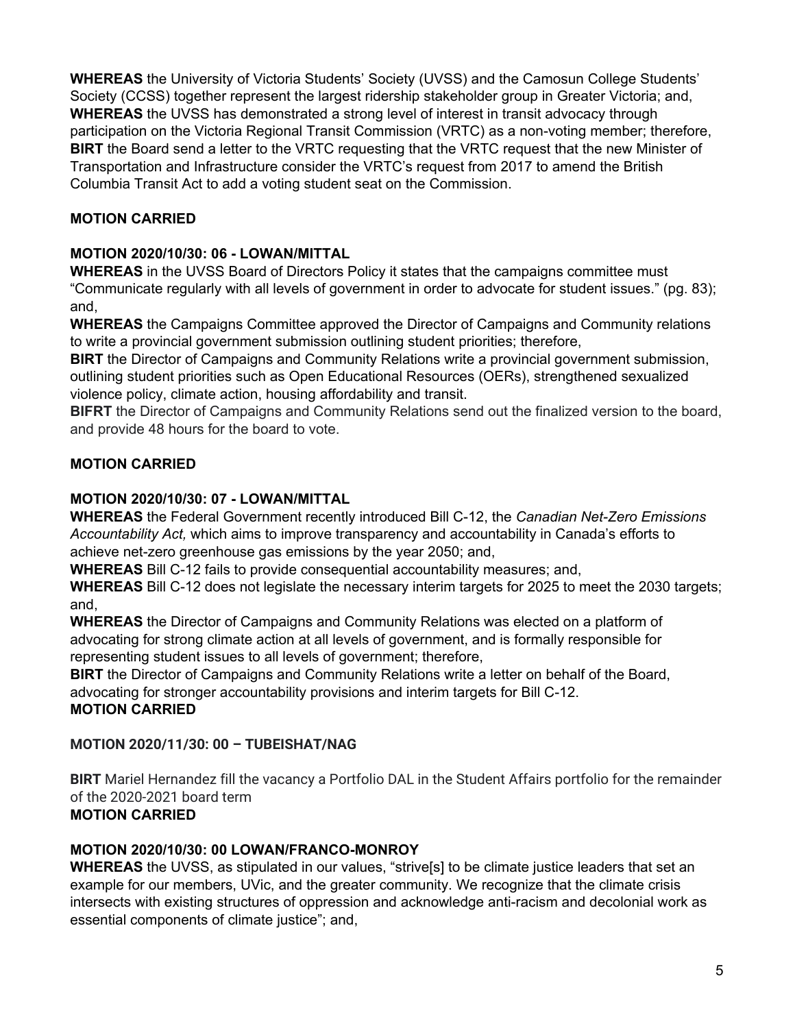**WHEREAS** the University of Victoria Students' Society (UVSS) and the Camosun College Students' Society (CCSS) together represent the largest ridership stakeholder group in Greater Victoria; and,
**WHEREAS** the UVSS has demonstrated a strong level of interest in transit advocacy through participation on the Victoria Regional Transit Commission (VRTC) as a non-voting member; therefore,
**BIRT** the Board send a letter to the VRTC requesting that the VRTC request that the new Minister of Transportation and Infrastructure consider the VRTC's request from 2017 to amend the British Columbia Transit Act to add a voting student seat on the Commission.

**MOTION CARRIED**

**MOTION 2020/10/30: 06 - LOWAN/MITTAL**
**WHEREAS** in the UVSS Board of Directors Policy it states that the campaigns committee must "Communicate regularly with all levels of government in order to advocate for student issues." (pg. 83); and,
**WHEREAS** the Campaigns Committee approved the Director of Campaigns and Community relations to write a provincial government submission outlining student priorities; therefore,
**BIRT** the Director of Campaigns and Community Relations write a provincial government submission, outlining student priorities such as Open Educational Resources (OERs), strengthened sexualized violence policy, climate action, housing affordability and transit.
**BIFRT** the Director of Campaigns and Community Relations send out the finalized version to the board, and provide 48 hours for the board to vote.

**MOTION CARRIED**

**MOTION 2020/10/30: 07 - LOWAN/MITTAL**
**WHEREAS** the Federal Government recently introduced Bill C-12, the *Canadian Net-Zero Emissions Accountability Act,* which aims to improve transparency and accountability in Canada's efforts to achieve net-zero greenhouse gas emissions by the year 2050; and,
**WHEREAS** Bill C-12 fails to provide consequential accountability measures; and,
**WHEREAS** Bill C-12 does not legislate the necessary interim targets for 2025 to meet the 2030 targets; and,
**WHEREAS** the Director of Campaigns and Community Relations was elected on a platform of advocating for strong climate action at all levels of government, and is formally responsible for representing student issues to all levels of government; therefore,
**BIRT** the Director of Campaigns and Community Relations write a letter on behalf of the Board, advocating for stronger accountability provisions and interim targets for Bill C-12.
**MOTION CARRIED**

**MOTION 2020/11/30: 00 – TUBEISHAT/NAG**

**BIRT** Mariel Hernandez fill the vacancy a Portfolio DAL in the Student Affairs portfolio for the remainder of the 2020-2021 board term
**MOTION CARRIED**

**MOTION 2020/10/30: 00 LOWAN/FRANCO-MONROY**
**WHEREAS** the UVSS, as stipulated in our values, "strive[s] to be climate justice leaders that set an example for our members, UVic, and the greater community. We recognize that the climate crisis intersects with existing structures of oppression and acknowledge anti-racism and decolonial work as essential components of climate justice"; and,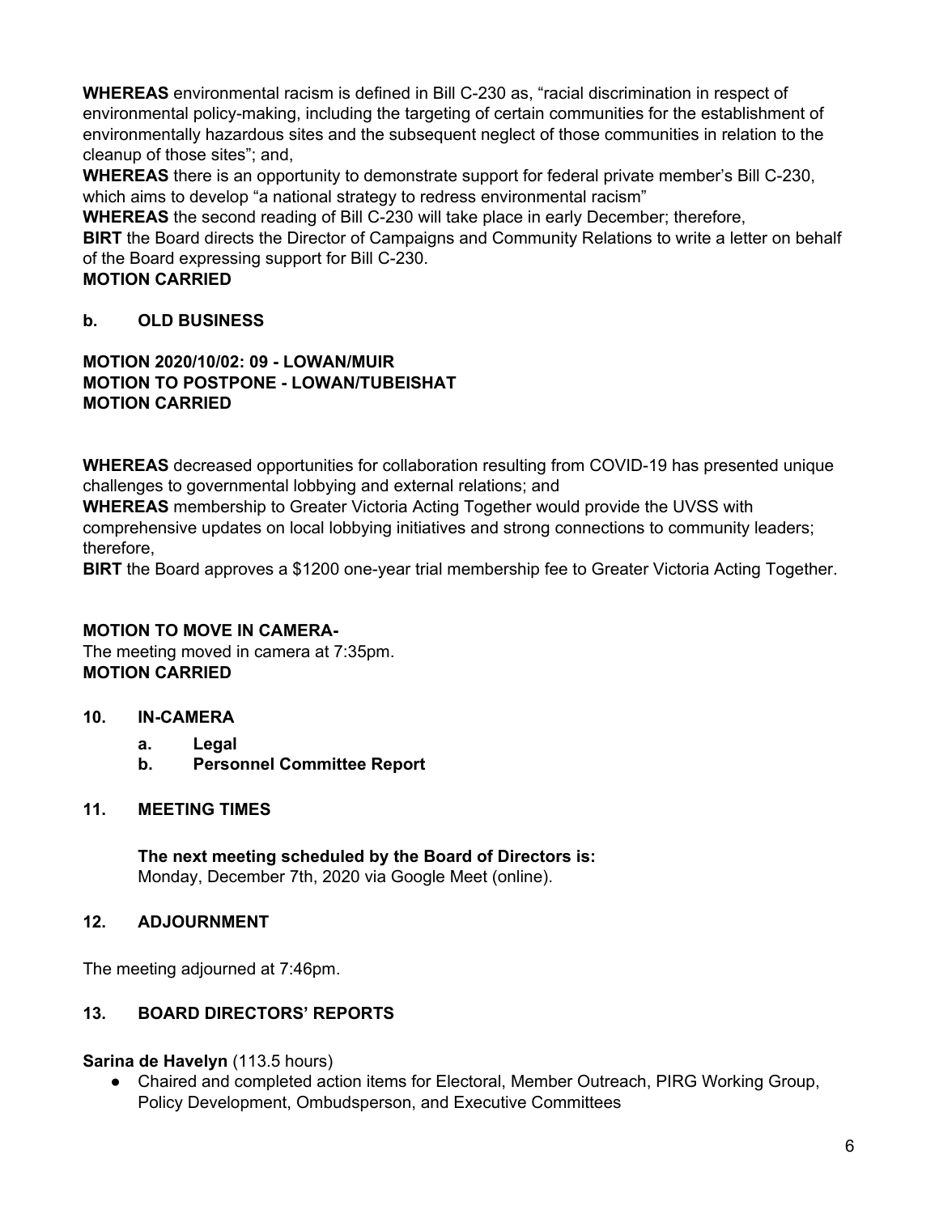**WHEREAS** environmental racism is defined in Bill C-230 as, "racial discrimination in respect of environmental policy-making, including the targeting of certain communities for the establishment of environmentally hazardous sites and the subsequent neglect of those communities in relation to the cleanup of those sites"; and,
**WHEREAS** there is an opportunity to demonstrate support for federal private member's Bill C-230, which aims to develop "a national strategy to redress environmental racism"
**WHEREAS** the second reading of Bill C-230 will take place in early December; therefore,
**BIRT** the Board directs the Director of Campaigns and Community Relations to write a letter on behalf of the Board expressing support for Bill C-230.
**MOTION CARRIED**

**b. OLD BUSINESS**

**MOTION 2020/10/02: 09 - LOWAN/MUIR**
**MOTION TO POSTPONE - LOWAN/TUBEISHAT**
**MOTION CARRIED**

**WHEREAS** decreased opportunities for collaboration resulting from COVID-19 has presented unique challenges to governmental lobbying and external relations; and
**WHEREAS** membership to Greater Victoria Acting Together would provide the UVSS with comprehensive updates on local lobbying initiatives and strong connections to community leaders; therefore,
**BIRT** the Board approves a $1200 one-year trial membership fee to Greater Victoria Acting Together.

**MOTION TO MOVE IN CAMERA-**
The meeting moved in camera at 7:35pm.
**MOTION CARRIED**

**10. IN-CAMERA**

- **a. Legal**
- **b. Personnel Committee Report**

**11. MEETING TIMES**

**The next meeting scheduled by the Board of Directors is:**
Monday, December 7th, 2020 via Google Meet (online).

**12. ADJOURNMENT**

The meeting adjourned at 7:46pm.

**13. BOARD DIRECTORS' REPORTS**

**Sarina de Havelyn** (113.5 hours)

- Chaired and completed action items for Electoral, Member Outreach, PIRG Working Group, Policy Development, Ombudsperson, and Executive Committees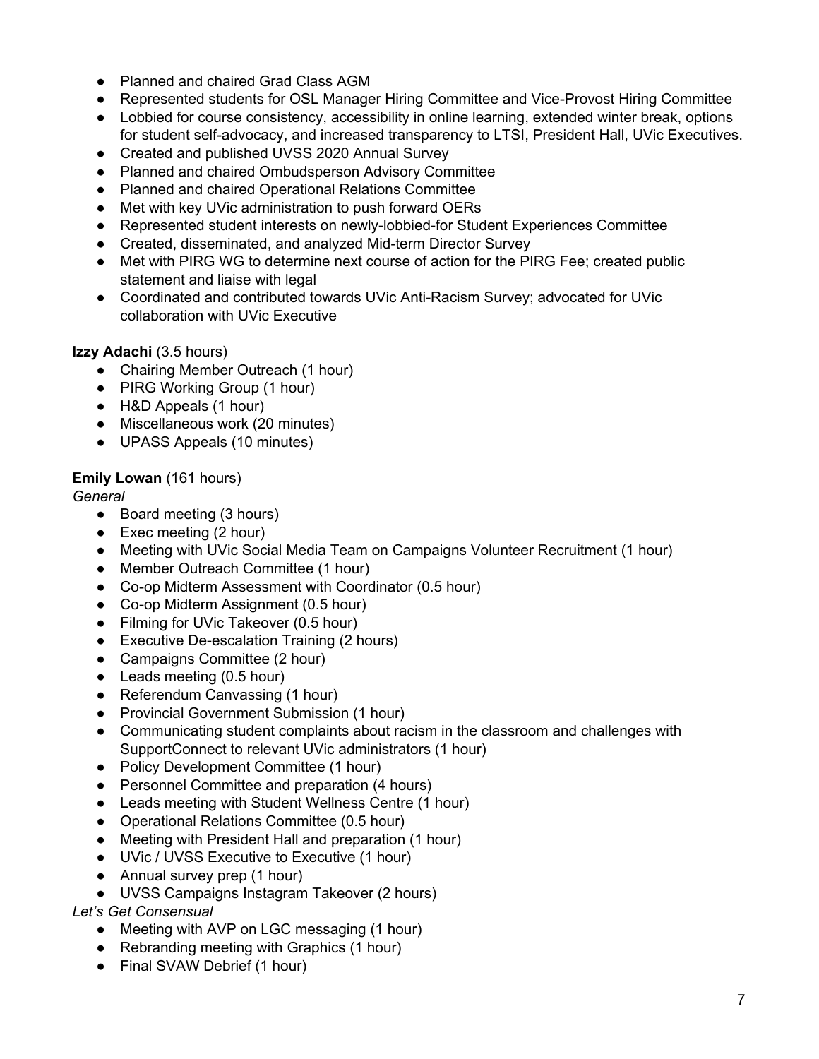- Planned and chaired Grad Class AGM
- Represented students for OSL Manager Hiring Committee and Vice-Provost Hiring Committee
- Lobbied for course consistency, accessibility in online learning, extended winter break, options for student self-advocacy, and increased transparency to LTSI, President Hall, UVic Executives.
- Created and published UVSS 2020 Annual Survey
- Planned and chaired Ombudsperson Advisory Committee
- Planned and chaired Operational Relations Committee
- Met with key UVic administration to push forward OERs
- Represented student interests on newly-lobbied-for Student Experiences Committee
- Created, disseminated, and analyzed Mid-term Director Survey
- Met with PIRG WG to determine next course of action for the PIRG Fee; created public statement and liaise with legal
- Coordinated and contributed towards UVic Anti-Racism Survey; advocated for UVic collaboration with UVic Executive

**Izzy Adachi** (3.5 hours)

- Chairing Member Outreach (1 hour)
- PIRG Working Group (1 hour)
- H&D Appeals (1 hour)
- Miscellaneous work (20 minutes)
- UPASS Appeals (10 minutes)

**Emily Lowan** (161 hours)

*General*

- Board meeting (3 hours)
- Exec meeting (2 hour)
- Meeting with UVic Social Media Team on Campaigns Volunteer Recruitment (1 hour)
- Member Outreach Committee (1 hour)
- Co-op Midterm Assessment with Coordinator (0.5 hour)
- Co-op Midterm Assignment (0.5 hour)
- Filming for UVic Takeover (0.5 hour)
- Executive De-escalation Training (2 hours)
- Campaigns Committee (2 hour)
- Leads meeting (0.5 hour)
- Referendum Canvassing (1 hour)
- Provincial Government Submission (1 hour)
- Communicating student complaints about racism in the classroom and challenges with SupportConnect to relevant UVic administrators (1 hour)
- Policy Development Committee (1 hour)
- Personnel Committee and preparation (4 hours)
- Leads meeting with Student Wellness Centre (1 hour)
- Operational Relations Committee (0.5 hour)
- Meeting with President Hall and preparation (1 hour)
- UVic / UVSS Executive to Executive (1 hour)
- Annual survey prep (1 hour)
- UVSS Campaigns Instagram Takeover (2 hours)

*Let's Get Consensual*

- Meeting with AVP on LGC messaging (1 hour)
- Rebranding meeting with Graphics (1 hour)
- Final SVAW Debrief (1 hour)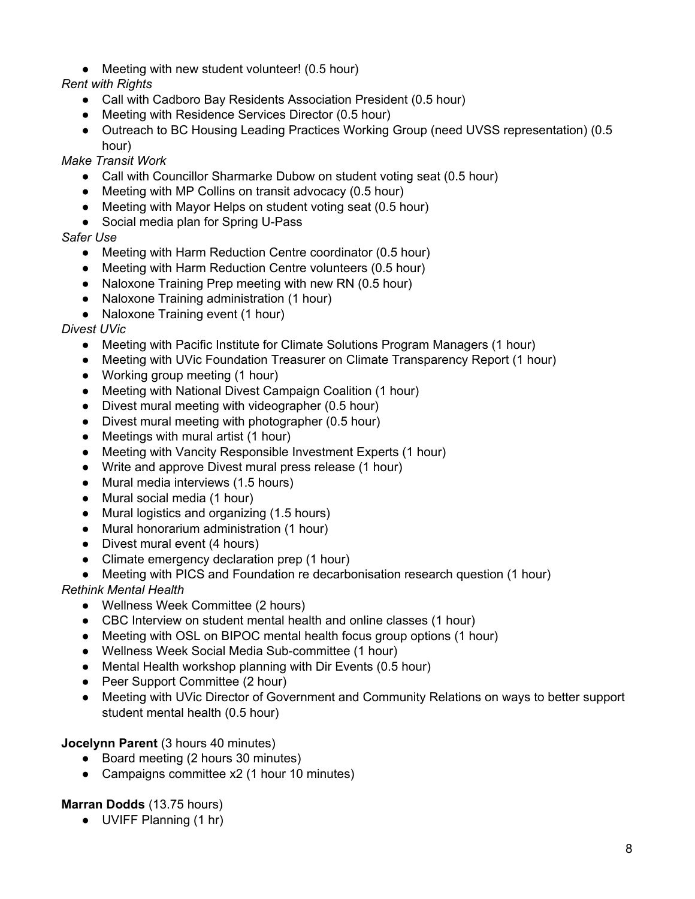- Meeting with new student volunteer! (0.5 hour)

*Rent with Rights*

- Call with Cadboro Bay Residents Association President (0.5 hour)
- Meeting with Residence Services Director (0.5 hour)
- Outreach to BC Housing Leading Practices Working Group (need UVSS representation) (0.5 hour)

*Make Transit Work*

- Call with Councillor Sharmarke Dubow on student voting seat (0.5 hour)
- Meeting with MP Collins on transit advocacy (0.5 hour)
- Meeting with Mayor Helps on student voting seat (0.5 hour)
- Social media plan for Spring U-Pass

*Safer Use*

- Meeting with Harm Reduction Centre coordinator (0.5 hour)
- Meeting with Harm Reduction Centre volunteers (0.5 hour)
- Naloxone Training Prep meeting with new RN (0.5 hour)
- Naloxone Training administration (1 hour)
- Naloxone Training event (1 hour)

*Divest UVic*

- Meeting with Pacific Institute for Climate Solutions Program Managers (1 hour)
- Meeting with UVic Foundation Treasurer on Climate Transparency Report (1 hour)
- Working group meeting (1 hour)
- Meeting with National Divest Campaign Coalition (1 hour)
- Divest mural meeting with videographer (0.5 hour)
- Divest mural meeting with photographer (0.5 hour)
- Meetings with mural artist (1 hour)
- Meeting with Vancity Responsible Investment Experts (1 hour)
- Write and approve Divest mural press release (1 hour)
- Mural media interviews (1.5 hours)
- Mural social media (1 hour)
- Mural logistics and organizing (1.5 hours)
- Mural honorarium administration (1 hour)
- Divest mural event (4 hours)
- Climate emergency declaration prep (1 hour)
- Meeting with PICS and Foundation re decarbonisation research question (1 hour)

*Rethink Mental Health*

- Wellness Week Committee (2 hours)
- CBC Interview on student mental health and online classes (1 hour)
- Meeting with OSL on BIPOC mental health focus group options (1 hour)
- Wellness Week Social Media Sub-committee (1 hour)
- Mental Health workshop planning with Dir Events (0.5 hour)
- Peer Support Committee (2 hour)
- Meeting with UVic Director of Government and Community Relations on ways to better support student mental health (0.5 hour)

**Jocelynn Parent** (3 hours 40 minutes)

- Board meeting (2 hours 30 minutes)
- Campaigns committee x2 (1 hour 10 minutes)

**Marran Dodds** (13.75 hours)

- UVIFF Planning (1 hr)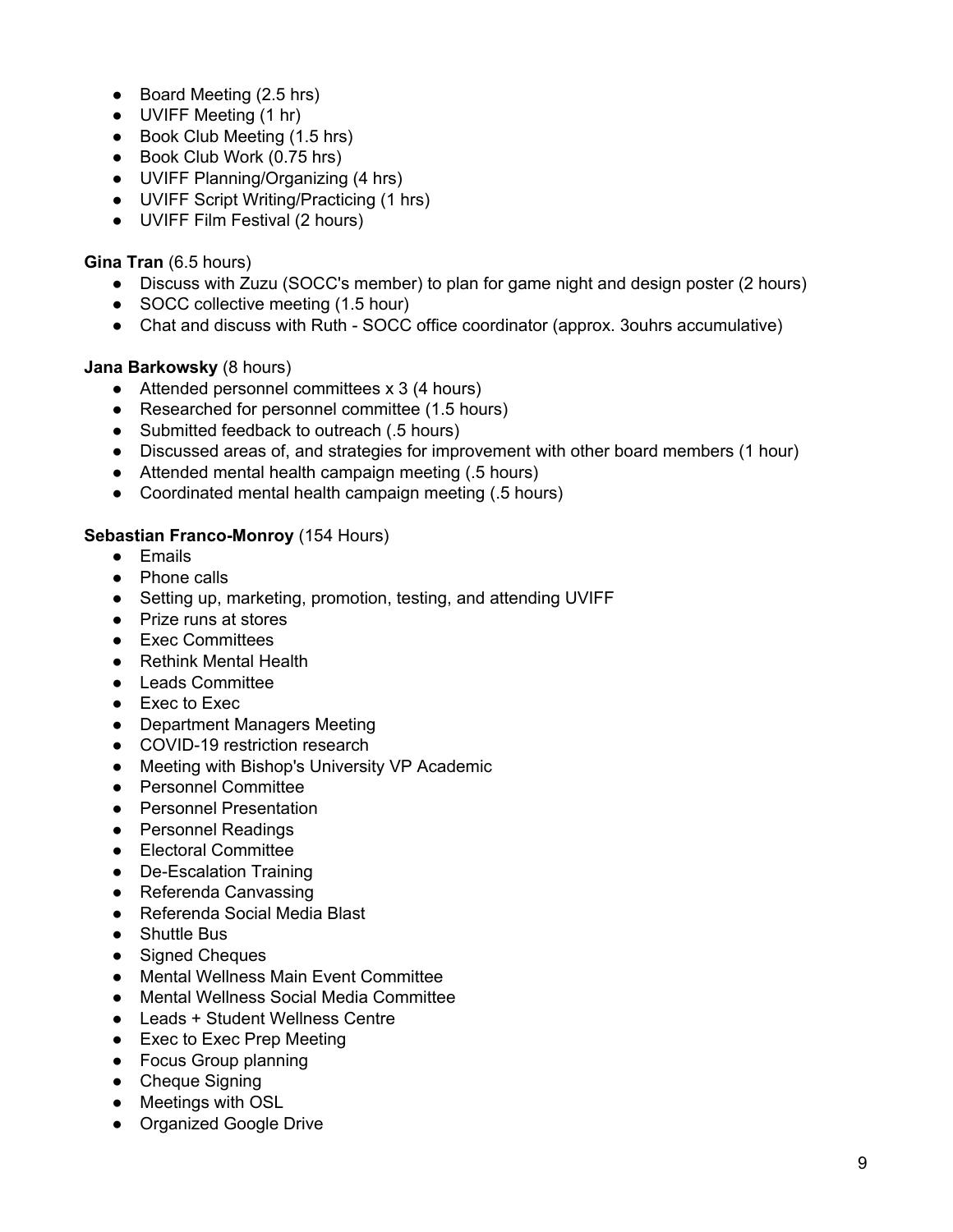- Board Meeting (2.5 hrs)
- UVIFF Meeting (1 hr)
- Book Club Meeting (1.5 hrs)
- Book Club Work (0.75 hrs)
- UVIFF Planning/Organizing (4 hrs)
- UVIFF Script Writing/Practicing (1 hrs)
- UVIFF Film Festival (2 hours)

**Gina Tran** (6.5 hours)

- Discuss with Zuzu (SOCC's member) to plan for game night and design poster (2 hours)
- SOCC collective meeting (1.5 hour)
- Chat and discuss with Ruth - SOCC office coordinator (approx. 3ouhrs accumulative)

**Jana Barkowsky** (8 hours)

- Attended personnel committees x 3 (4 hours)
- Researched for personnel committee (1.5 hours)
- Submitted feedback to outreach (.5 hours)
- Discussed areas of, and strategies for improvement with other board members (1 hour)
- Attended mental health campaign meeting (.5 hours)
- Coordinated mental health campaign meeting (.5 hours)

**Sebastian Franco-Monroy** (154 Hours)

- Emails
- Phone calls
- Setting up, marketing, promotion, testing, and attending UVIFF
- Prize runs at stores
- Exec Committees
- Rethink Mental Health
- Leads Committee
- Exec to Exec
- Department Managers Meeting
- COVID-19 restriction research
- Meeting with Bishop's University VP Academic
- Personnel Committee
- Personnel Presentation
- Personnel Readings
- Electoral Committee
- De-Escalation Training
- Referenda Canvassing
- Referenda Social Media Blast
- Shuttle Bus
- Signed Cheques
- Mental Wellness Main Event Committee
- Mental Wellness Social Media Committee
- Leads + Student Wellness Centre
- Exec to Exec Prep Meeting
- Focus Group planning
- Cheque Signing
- Meetings with OSL
- Organized Google Drive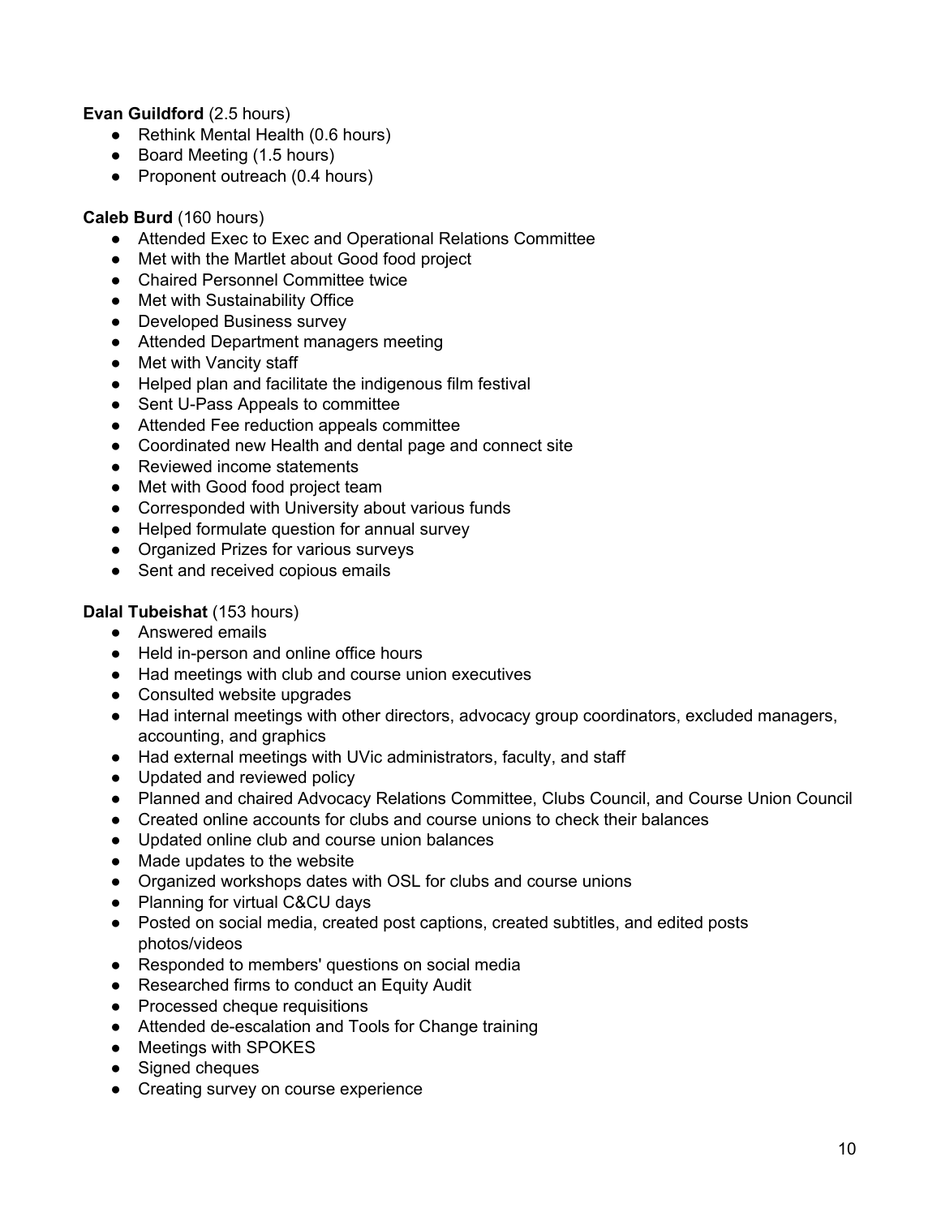**Evan Guildford** (2.5 hours)

- Rethink Mental Health (0.6 hours)
- Board Meeting (1.5 hours)
- Proponent outreach (0.4 hours)

**Caleb Burd** (160 hours)

- Attended Exec to Exec and Operational Relations Committee
- Met with the Martlet about Good food project
- Chaired Personnel Committee twice
- Met with Sustainability Office
- Developed Business survey
- Attended Department managers meeting
- Met with Vancity staff
- Helped plan and facilitate the indigenous film festival
- Sent U-Pass Appeals to committee
- Attended Fee reduction appeals committee
- Coordinated new Health and dental page and connect site
- Reviewed income statements
- Met with Good food project team
- Corresponded with University about various funds
- Helped formulate question for annual survey
- Organized Prizes for various surveys
- Sent and received copious emails

**Dalal Tubeishat** (153 hours)

- Answered emails
- Held in-person and online office hours
- Had meetings with club and course union executives
- Consulted website upgrades
- Had internal meetings with other directors, advocacy group coordinators, excluded managers, accounting, and graphics
- Had external meetings with UVic administrators, faculty, and staff
- Updated and reviewed policy
- Planned and chaired Advocacy Relations Committee, Clubs Council, and Course Union Council
- Created online accounts for clubs and course unions to check their balances
- Updated online club and course union balances
- Made updates to the website
- Organized workshops dates with OSL for clubs and course unions
- Planning for virtual C&CU days
- Posted on social media, created post captions, created subtitles, and edited posts photos/videos
- Responded to members' questions on social media
- Researched firms to conduct an Equity Audit
- Processed cheque requisitions
- Attended de-escalation and Tools for Change training
- Meetings with SPOKES
- Signed cheques
- Creating survey on course experience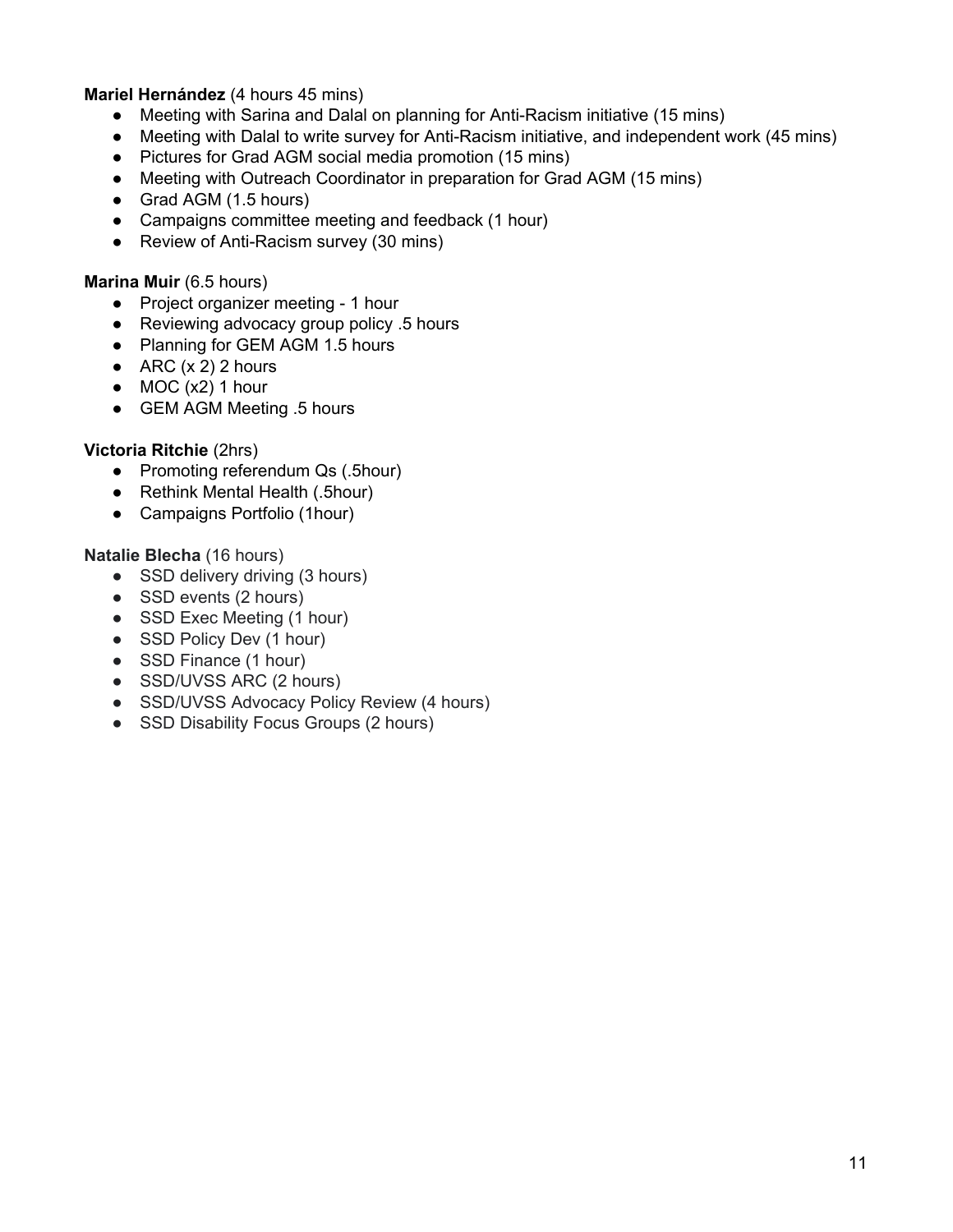**Mariel Hernández** (4 hours 45 mins)

- Meeting with Sarina and Dalal on planning for Anti-Racism initiative (15 mins)
- Meeting with Dalal to write survey for Anti-Racism initiative, and independent work (45 mins)
- Pictures for Grad AGM social media promotion (15 mins)
- Meeting with Outreach Coordinator in preparation for Grad AGM (15 mins)
- Grad AGM (1.5 hours)
- Campaigns committee meeting and feedback (1 hour)
- Review of Anti-Racism survey (30 mins)

**Marina Muir** (6.5 hours)

- Project organizer meeting - 1 hour
- Reviewing advocacy group policy .5 hours
- Planning for GEM AGM 1.5 hours
- ARC (x 2) 2 hours
- MOC (x2) 1 hour
- GEM AGM Meeting .5 hours

**Victoria Ritchie** (2hrs)

- Promoting referendum Qs (.5hour)
- Rethink Mental Health (.5hour)
- Campaigns Portfolio (1hour)

**Natalie Blecha** (16 hours)

- SSD delivery driving (3 hours)
- SSD events (2 hours)
- SSD Exec Meeting (1 hour)
- SSD Policy Dev (1 hour)
- SSD Finance (1 hour)
- SSD/UVSS ARC (2 hours)
- SSD/UVSS Advocacy Policy Review (4 hours)
- SSD Disability Focus Groups (2 hours)